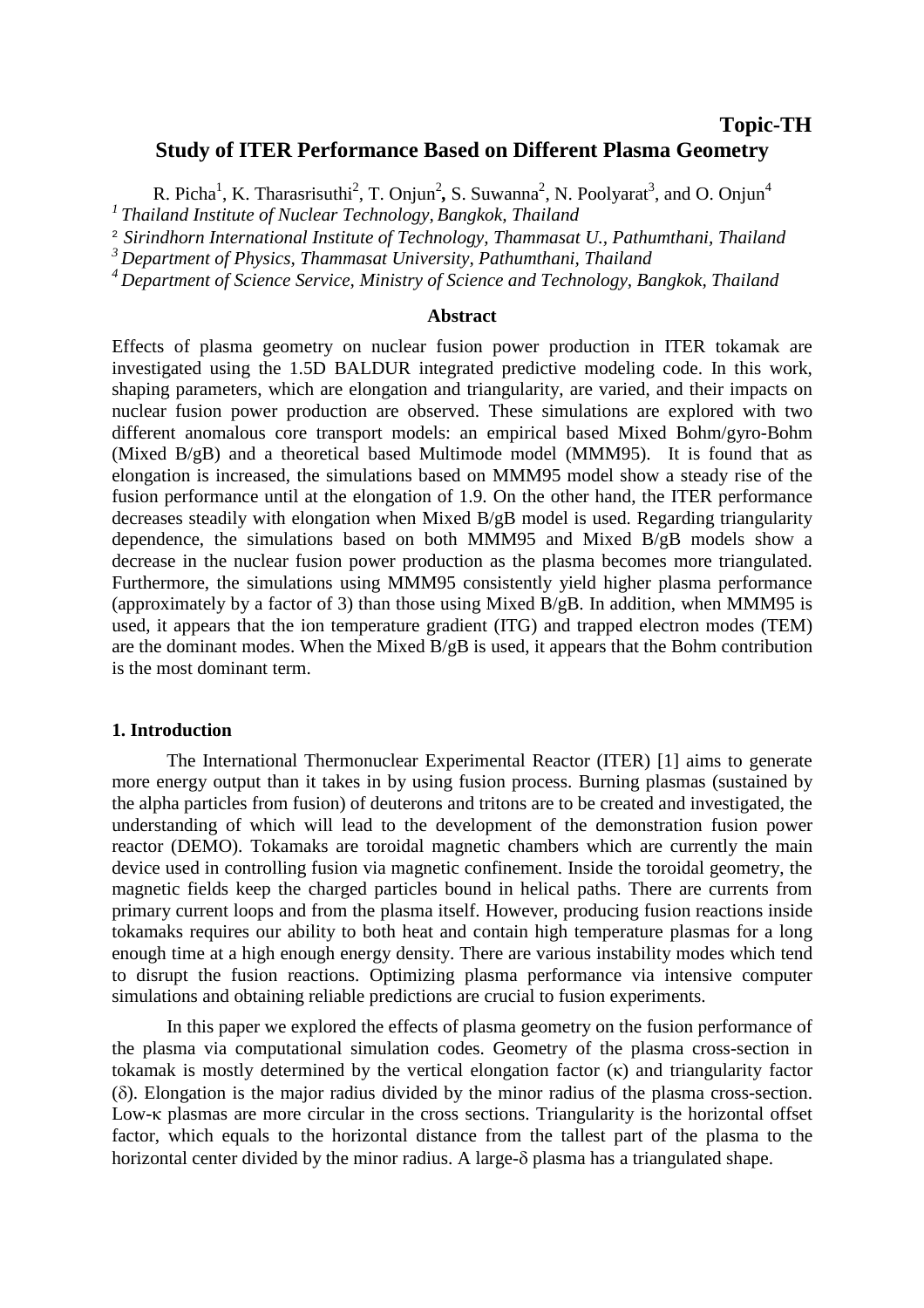**Topic-TH**

# Study of ITER Performance Based on Different Plasma Geometry

R. Picha[1], K. Tharasrisuthi[2], T. Onjun[2], S. Suwanna[2], N. Poolyarat[3], and O. Onjun[4]

[1] *Thailand Institute of Nuclear Technology, Bangkok, Thailand*

[2] *Sirindhorn International Institute of Technology, Thammasat U., Pathumthani, Thailand*

[3] *Department of Physics, Thammasat University, Pathumthani, Thailand*

[4] *Department of Science Service, Ministry of Science and Technology, Bangkok, Thailand*

## Abstract

Effects of plasma geometry on nuclear fusion power production in ITER tokamak are investigated using the 1.5D BALDUR integrated predictive modeling code. In this work, shaping parameters, which are elongation and triangularity, are varied, and their impacts on nuclear fusion power production are observed. These simulations are explored with two different anomalous core transport models: an empirical based Mixed Bohm/gyro-Bohm (Mixed B/gB) and a theoretical based Multimode model (MMM95). It is found that as elongation is increased, the simulations based on MMM95 model show a steady rise of the fusion performance until at the elongation of 1.9. On the other hand, the ITER performance decreases steadily with elongation when Mixed B/gB model is used. Regarding triangularity dependence, the simulations based on both MMM95 and Mixed B/gB models show a decrease in the nuclear fusion power production as the plasma becomes more triangulated. Furthermore, the simulations using MMM95 consistently yield higher plasma performance (approximately by a factor of 3) than those using Mixed B/gB. In addition, when MMM95 is used, it appears that the ion temperature gradient (ITG) and trapped electron modes (TEM) are the dominant modes. When the Mixed B/gB is used, it appears that the Bohm contribution is the most dominant term.

## 1. Introduction

The International Thermonuclear Experimental Reactor (ITER) [1] aims to generate more energy output than it takes in by using fusion process. Burning plasmas (sustained by the alpha particles from fusion) of deuterons and tritons are to be created and investigated, the understanding of which will lead to the development of the demonstration fusion power reactor (DEMO). Tokamaks are toroidal magnetic chambers which are currently the main device used in controlling fusion via magnetic confinement. Inside the toroidal geometry, the magnetic fields keep the charged particles bound in helical paths. There are currents from primary current loops and from the plasma itself. However, producing fusion reactions inside tokamaks requires our ability to both heat and contain high temperature plasmas for a long enough time at a high enough energy density. There are various instability modes which tend to disrupt the fusion reactions. Optimizing plasma performance via intensive computer simulations and obtaining reliable predictions are crucial to fusion experiments.

In this paper we explored the effects of plasma geometry on the fusion performance of the plasma via computational simulation codes. Geometry of the plasma cross-section in tokamak is mostly determined by the vertical elongation factor ($\kappa$) and triangularity factor ($\delta$). Elongation is the major radius divided by the minor radius of the plasma cross-section. Low-$\kappa$ plasmas are more circular in the cross sections. Triangularity is the horizontal offset factor, which equals to the horizontal distance from the tallest part of the plasma to the horizontal center divided by the minor radius. A large-$\delta$ plasma has a triangulated shape.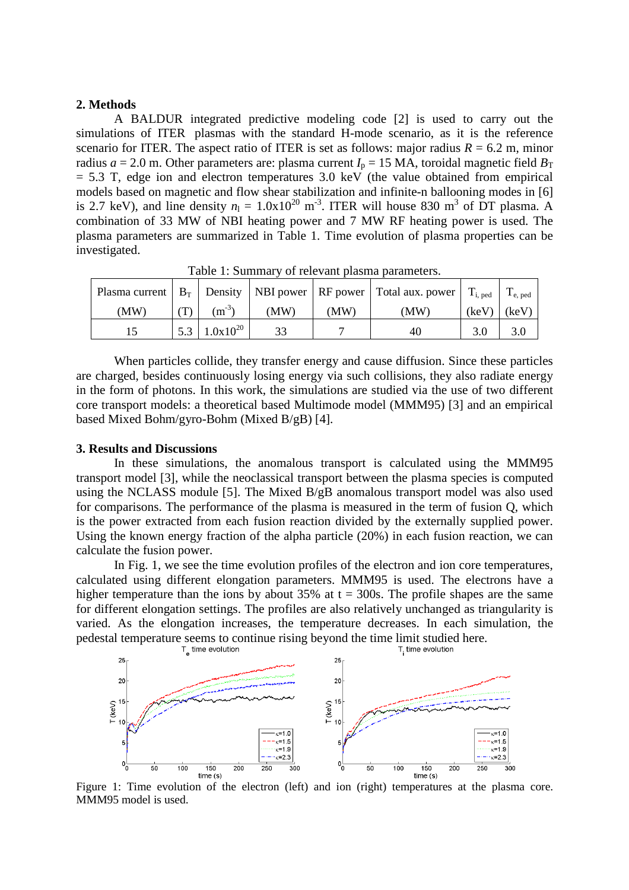## 2. Methods

A BALDUR integrated predictive modeling code [2] is used to carry out the simulations of ITER plasmas with the standard H-mode scenario, as it is the reference scenario for ITER. The aspect ratio of ITER is set as follows: major radius $R$ = 6.2 m, minor radius $a$ = 2.0 m. Other parameters are: plasma current $I_p$ = 15 MA, toroidal magnetic field $B_T$ = 5.3 T, edge ion and electron temperatures 3.0 keV (the value obtained from empirical models based on magnetic and flow shear stabilization and infinite-n ballooning modes in [6] is 2.7 keV), and line density $n_l = 1.0\text{x}10^{20}$ m$^{-3}$. ITER will house 830 m$^3$ of DT plasma. A combination of 33 MW of NBI heating power and 7 MW RF heating power is used. The plasma parameters are summarized in Table 1. Time evolution of plasma properties can be investigated.

Table 1: Summary of relevant plasma parameters.

| Plasma current (MW) | $B_T$ (T) | Density (m$^{-3}$) | NBI power (MW) | RF power (MW) | Total aux. power (MW) | $T_{i,\, ped}$ (keV) | $T_{e,\, ped}$ (keV) |
|---|---|---|---|---|---|---|---|
| 15 | 5.3 | $1.0\text{x}10^{20}$ | 33 | 7 | 40 | 3.0 | 3.0 |

When particles collide, they transfer energy and cause diffusion. Since these particles are charged, besides continuously losing energy via such collisions, they also radiate energy in the form of photons. In this work, the simulations are studied via the use of two different core transport models: a theoretical based Multimode model (MMM95) [3] and an empirical based Mixed Bohm/gyro-Bohm (Mixed B/gB) [4].

## 3. Results and Discussions

In these simulations, the anomalous transport is calculated using the MMM95 transport model [3], while the neoclassical transport between the plasma species is computed using the NCLASS module [5]. The Mixed B/gB anomalous transport model was also used for comparisons. The performance of the plasma is measured in the term of fusion Q, which is the power extracted from each fusion reaction divided by the externally supplied power. Using the known energy fraction of the alpha particle (20%) in each fusion reaction, we can calculate the fusion power.

In Fig. 1, we see the time evolution profiles of the electron and ion core temperatures, calculated using different elongation parameters. MMM95 is used. The electrons have a higher temperature than the ions by about 35% at t = 300s. The profile shapes are the same for different elongation settings. The profiles are also relatively unchanged as triangularity is varied. As the elongation increases, the temperature decreases. In each simulation, the pedestal temperature seems to continue rising beyond the time limit studied here.

Figure 1: Time evolution of the electron (left) and ion (right) temperatures at the plasma core. MMM95 model is used.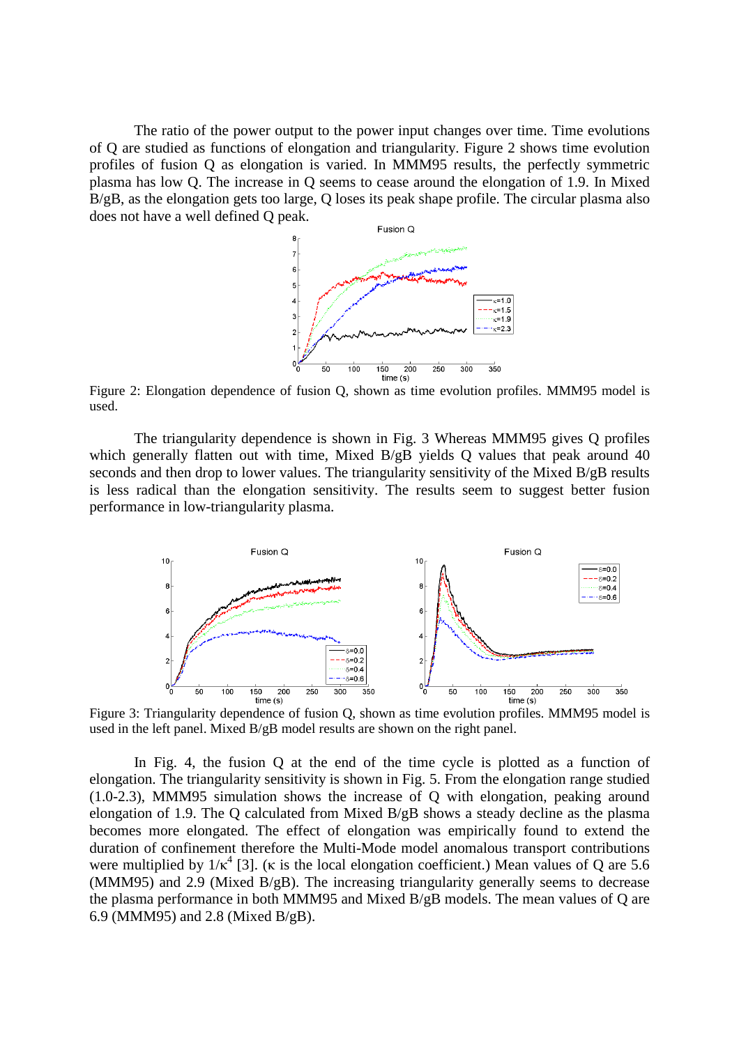The ratio of the power output to the power input changes over time. Time evolutions of Q are studied as functions of elongation and triangularity. Figure 2 shows time evolution profiles of fusion Q as elongation is varied. In MMM95 results, the perfectly symmetric plasma has low Q. The increase in Q seems to cease around the elongation of 1.9. In Mixed B/gB, as the elongation gets too large, Q loses its peak shape profile. The circular plasma also does not have a well defined Q peak.

Figure 2: Elongation dependence of fusion Q, shown as time evolution profiles. MMM95 model is used.

The triangularity dependence is shown in Fig. 3 Whereas MMM95 gives Q profiles which generally flatten out with time, Mixed B/gB yields Q values that peak around 40 seconds and then drop to lower values. The triangularity sensitivity of the Mixed B/gB results is less radical than the elongation sensitivity. The results seem to suggest better fusion performance in low-triangularity plasma.

Figure 3: Triangularity dependence of fusion Q, shown as time evolution profiles. MMM95 model is used in the left panel. Mixed B/gB model results are shown on the right panel.

In Fig. 4, the fusion Q at the end of the time cycle is plotted as a function of elongation. The triangularity sensitivity is shown in Fig. 5. From the elongation range studied (1.0-2.3), MMM95 simulation shows the increase of Q with elongation, peaking around elongation of 1.9. The Q calculated from Mixed B/gB shows a steady decline as the plasma becomes more elongated. The effect of elongation was empirically found to extend the duration of confinement therefore the Multi-Mode model anomalous transport contributions were multiplied by $1/\kappa^4$ [3]. ($\kappa$ is the local elongation coefficient.) Mean values of Q are 5.6 (MMM95) and 2.9 (Mixed B/gB). The increasing triangularity generally seems to decrease the plasma performance in both MMM95 and Mixed B/gB models. The mean values of Q are 6.9 (MMM95) and 2.8 (Mixed B/gB).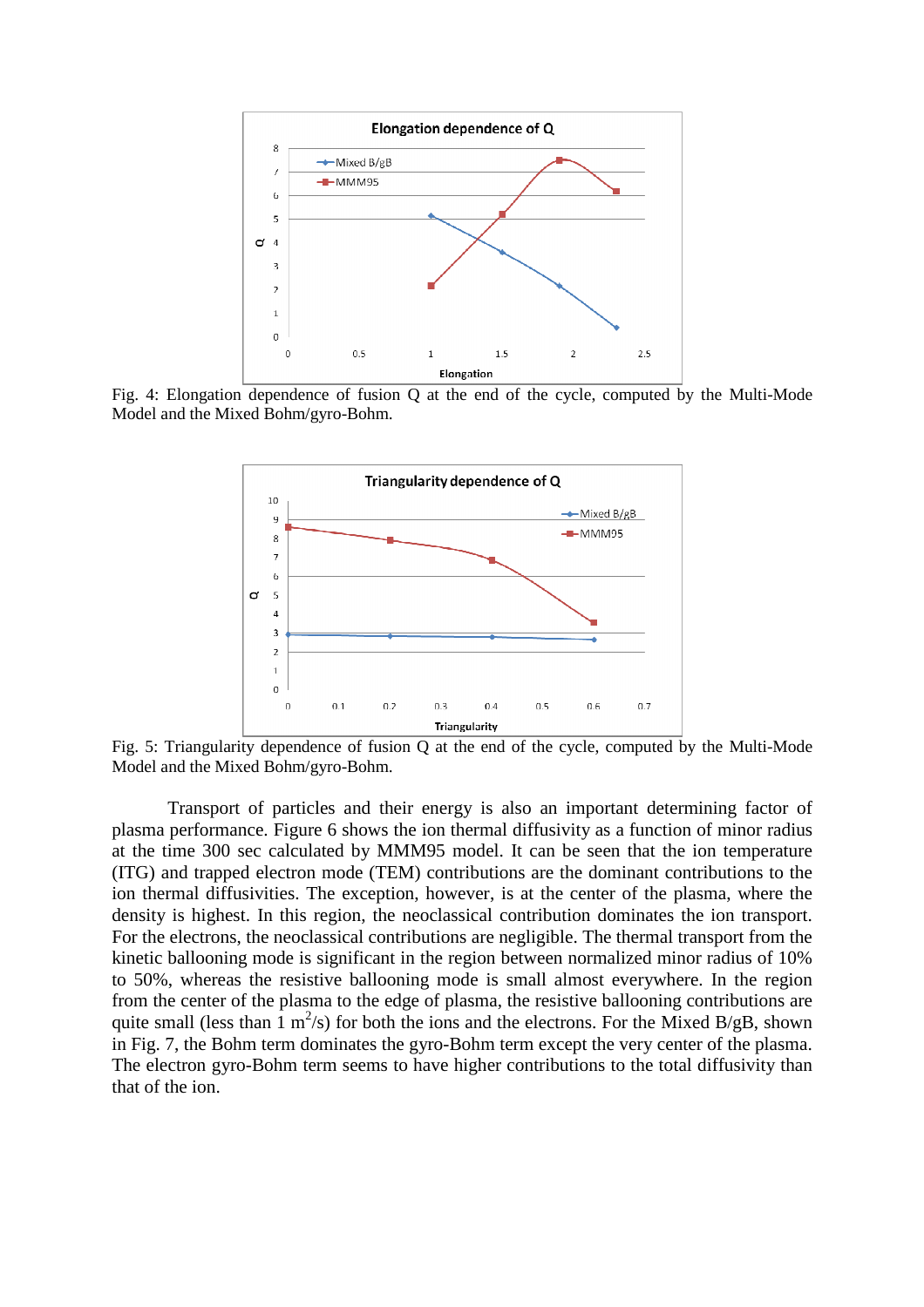Fig. 4: Elongation dependence of fusion Q at the end of the cycle, computed by the Multi-Mode Model and the Mixed Bohm/gyro-Bohm.

Fig. 5: Triangularity dependence of fusion Q at the end of the cycle, computed by the Multi-Mode Model and the Mixed Bohm/gyro-Bohm.

Transport of particles and their energy is also an important determining factor of plasma performance. Figure 6 shows the ion thermal diffusivity as a function of minor radius at the time 300 sec calculated by MMM95 model. It can be seen that the ion temperature (ITG) and trapped electron mode (TEM) contributions are the dominant contributions to the ion thermal diffusivities. The exception, however, is at the center of the plasma, where the density is highest. In this region, the neoclassical contribution dominates the ion transport. For the electrons, the neoclassical contributions are negligible. The thermal transport from the kinetic ballooning mode is significant in the region between normalized minor radius of 10% to 50%, whereas the resistive ballooning mode is small almost everywhere. In the region from the center of the plasma to the edge of plasma, the resistive ballooning contributions are quite small (less than 1 $m^2/s$) for both the ions and the electrons. For the Mixed B/gB, shown in Fig. 7, the Bohm term dominates the gyro-Bohm term except the very center of the plasma. The electron gyro-Bohm term seems to have higher contributions to the total diffusivity than that of the ion.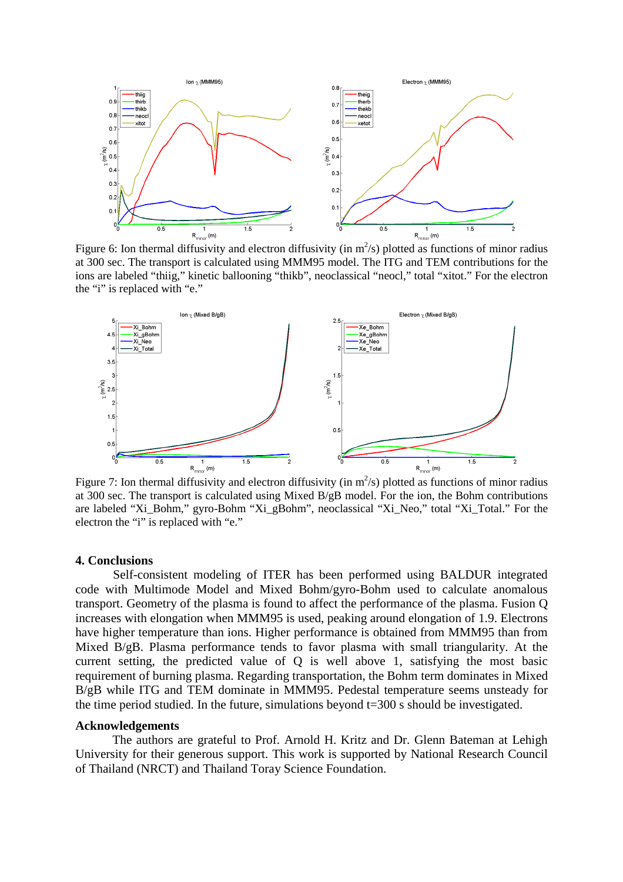Figure 6: Ion thermal diffusivity and electron diffusivity (in $m^2/s$) plotted as functions of minor radius at 300 sec. The transport is calculated using MMM95 model. The ITG and TEM contributions for the ions are labeled "thiig," kinetic ballooning "thikb", neoclassical "neocl," total "xitot." For the electron the "i" is replaced with "e."

Figure 7: Ion thermal diffusivity and electron diffusivity (in $m^2/s$) plotted as functions of minor radius at 300 sec. The transport is calculated using Mixed B/gB model. For the ion, the Bohm contributions are labeled "Xi_Bohm," gyro-Bohm "Xi_gBohm", neoclassical "Xi_Neo," total "Xi_Total." For the electron the "i" is replaced with "e."

## 4. Conclusions

Self-consistent modeling of ITER has been performed using BALDUR integrated code with Multimode Model and Mixed Bohm/gyro-Bohm used to calculate anomalous transport. Geometry of the plasma is found to affect the performance of the plasma. Fusion Q increases with elongation when MMM95 is used, peaking around elongation of 1.9. Electrons have higher temperature than ions. Higher performance is obtained from MMM95 than from Mixed B/gB. Plasma performance tends to favor plasma with small triangularity. At the current setting, the predicted value of Q is well above 1, satisfying the most basic requirement of burning plasma. Regarding transportation, the Bohm term dominates in Mixed B/gB while ITG and TEM dominate in MMM95. Pedestal temperature seems unsteady for the time period studied. In the future, simulations beyond t=300 s should be investigated.

## Acknowledgements

The authors are grateful to Prof. Arnold H. Kritz and Dr. Glenn Bateman at Lehigh University for their generous support. This work is supported by National Research Council of Thailand (NRCT) and Thailand Toray Science Foundation.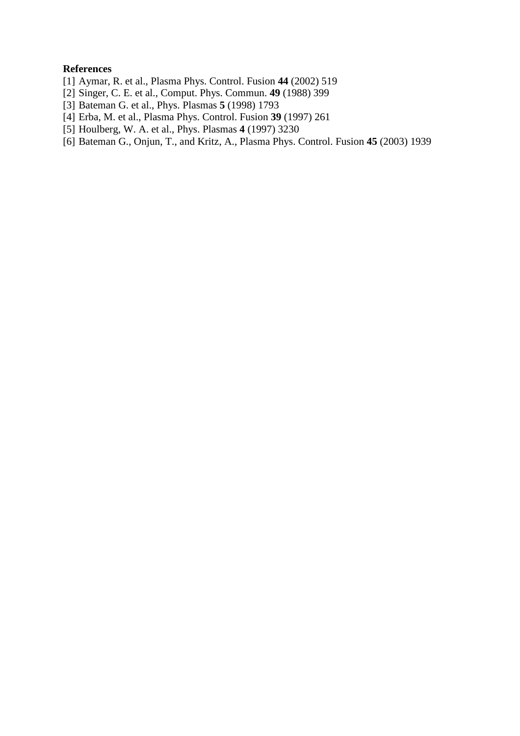**References**

[1] Aymar, R. et al., Plasma Phys. Control. Fusion **44** (2002) 519
[2] Singer, C. E. et al., Comput. Phys. Commun. **49** (1988) 399
[3] Bateman G. et al., Phys. Plasmas **5** (1998) 1793
[4] Erba, M. et al., Plasma Phys. Control. Fusion **39** (1997) 261
[5] Houlberg, W. A. et al., Phys. Plasmas **4** (1997) 3230
[6] Bateman G., Onjun, T., and Kritz, A., Plasma Phys. Control. Fusion **45** (2003) 1939